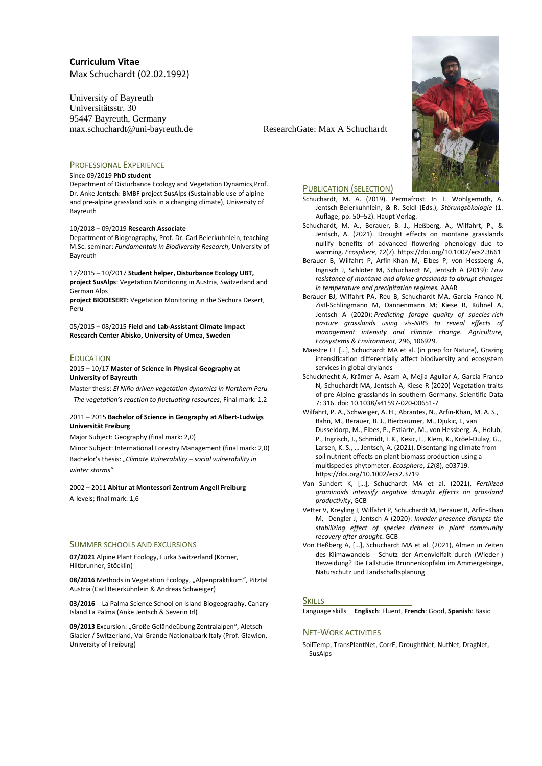**Curriculum Vitae**

Max Schuchardt (02.02.1992)

University of Bayreuth
Universitätsstr. 30
95447 Bayreuth, Germany
max.schuchardt@uni-bayreuth.de

ResearchGate: Max A Schuchardt

## Professional Experience

Since 09/2019 **PhD student**

Department of Disturbance Ecology and Vegetation Dynamics, Prof. Dr. Anke Jentsch: BMBF project SusAlps (Sustainable use of alpine and pre-alpine grassland soils in a changing climate), University of Bayreuth

10/2018 – 09/2019 **Research Associate**

Department of Biogeography, Prof. Dr. Carl Beierkuhnlein, teaching M.Sc. seminar: *Fundamentals in Biodiversity Research*, University of Bayreuth

12/2015 – 10/2017 **Student helper, Disturbance Ecology UBT,**

**project SusAlps**: Vegetation Monitoring in Austria, Switzerland and German Alps

**project BIODESERT:** Vegetation Monitoring in the Sechura Desert, Peru

05/2015 – 08/2015 **Field and Lab-Assistant Climate Impact Research Center Abisko, University of Umea, Sweden**

## Education

2015 – 10/17 **Master of Science in Physical Geography at University of Bayreuth**

Master thesis: *El Niño driven vegetation dynamics in Northern Peru - The vegetation's reaction to fluctuating resources*, Final mark: 1,2

2011 – 2015 **Bachelor of Science in Geography at Albert-Ludwigs Universität Freiburg**

Major Subject: Geography (final mark: 2,0)

Minor Subject: International Forestry Management (final mark: 2,0)

Bachelor's thesis: „*Climate Vulnerability – social vulnerability in winter storms*"

2002 – 2011 **Abitur at Montessori Zentrum Angell Freiburg**

A-levels; final mark: 1,6

## Summer Schools and Excursions

**07/2021** Alpine Plant Ecology, Furka Switzerland (Körner, Hiltbrunner, Stöcklin)

**08/2016** Methods in Vegetation Ecology, „Alpenpraktikum", Pitztal Austria (Carl Beierkuhnlein & Andreas Schweiger)

**03/2016** La Palma Science School on Island Biogeography, Canary Island La Palma (Anke Jentsch & Severin Irl)

**09/2013** Excursion: „Große Geländeübung Zentralalpen", Aletsch Glacier / Switzerland, Val Grande Nationalpark Italy (Prof. Glawion, University of Freiburg)

## Publication (Selection)

- Schuchardt, M. A. (2019). Permafrost. In T. Wohlgemuth, A. Jentsch-Beierkuhnlein, & R. Seidl (Eds.), *Störungsökologie* (1. Auflage, pp. 50–52). Haupt Verlag.
- Schuchardt, M. A., Berauer, B. J., Heßberg, A., Wilfahrt, P., & Jentsch, A. (2021). Drought effects on montane grasslands nullify benefits of advanced flowering phenology due to warming. *Ecosphere*, *12*(7). https://doi.org/10.1002/ecs2.3661
- Berauer B, Wilfahrt P, Arfin-Khan M, Eibes P, von Hessberg A, Ingrisch J, Schloter M, Schuchardt M, Jentsch A (2019): *Low resistance of montane and alpine grasslands to abrupt changes in temperature and precipitation regimes.* AAAR
- Berauer BJ, Wilfahrt PA, Reu B, Schuchardt MA, Garcia-Franco N, Zistl-Schlingmann M, Dannenmann M; Kiese R, Kühnel A, Jentsch A (2020): *Predicting forage quality of species-rich pasture grasslands using vis-NIRS to reveal effects of management intensity and climate change. Agriculture, Ecosystems & Environment*, 296, 106929.
- Maestre FT […], Schuchardt MA et al. (in prep for Nature), Grazing intensification differentially affect biodiversity and ecosystem services in global drylands
- Schucknecht A, Krämer A, Asam A, Mejia Aguilar A, Garcia-Franco N, Schuchardt MA, Jentsch A, Kiese R (2020) Vegetation traits of pre-Alpine grasslands in southern Germany. Scientific Data 7: 316. doi: 10.1038/s41597-020-00651-7
- Wilfahrt, P. A., Schweiger, A. H., Abrantes, N., Arfin-Khan, M. A. S., Bahn, M., Berauer, B. J., Bierbaumer, M., Djukic, I., van Dusseldorp, M., Eibes, P., Estiarte, M., von Hessberg, A., Holub, P., Ingrisch, J., Schmidt, I. K., Kesic, L., Klem, K., Kröel-Dulay, G., Larsen, K. S., … Jentsch, A. (2021). Disentangling climate from soil nutrient effects on plant biomass production using a multispecies phytometer. *Ecosphere*, *12*(8), e03719. https://doi.org/10.1002/ecs2.3719
- Van Sundert K, […], Schuchardt MA et al. (2021), *Fertilized graminoids intensify negative drought effects on grassland productivity*, GCB
- Vetter V, Kreyling J, Wilfahrt P, Schuchardt M, Berauer B, Arfin-Khan M, Dengler J, Jentsch A (2020): *Invader presence disrupts the stabilizing effect of species richness in plant community recovery after drought*. GCB
- Von Heßberg A, […], Schuchardt MA et al. (2021), Almen in Zeiten des Klimawandels - Schutz der Artenvielfalt durch (Wieder-) Beweidung? Die Fallstudie Brunnenkopfalm im Ammergebirge, Naturschutz und Landschaftsplanung

## Skills

Language skills **Englisch**: Fluent, **French**: Good, **Spanish**: Basic

## Net-Work Activities

SoilTemp, TransPlantNet, CorrE, DroughtNet, NutNet, DragNet, SusAlps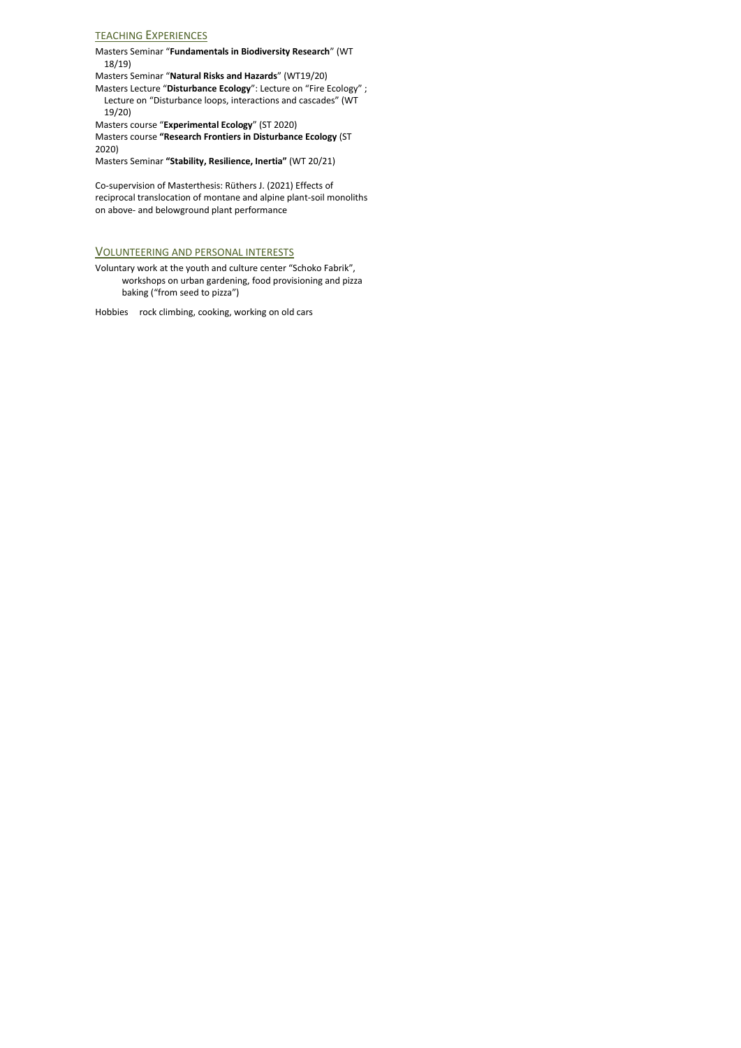## TEACHING EXPERIENCES

Masters Seminar "**Fundamentals in Biodiversity Research**" (WT 18/19)

Masters Seminar "**Natural Risks and Hazards**" (WT19/20)

Masters Lecture "**Disturbance Ecology**": Lecture on "Fire Ecology" ; Lecture on "Disturbance loops, interactions and cascades" (WT 19/20)

Masters course "**Experimental Ecology**" (ST 2020)

Masters course **"Research Frontiers in Disturbance Ecology** (ST 2020)

Masters Seminar **"Stability, Resilience, Inertia"** (WT 20/21)

Co-supervision of Masterthesis: Rüthers J. (2021) Effects of reciprocal translocation of montane and alpine plant-soil monoliths on above- and belowground plant performance

## VOLUNTEERING AND PERSONAL INTERESTS

Voluntary work at the youth and culture center "Schoko Fabrik", workshops on urban gardening, food provisioning and pizza baking ("from seed to pizza")

Hobbies rock climbing, cooking, working on old cars